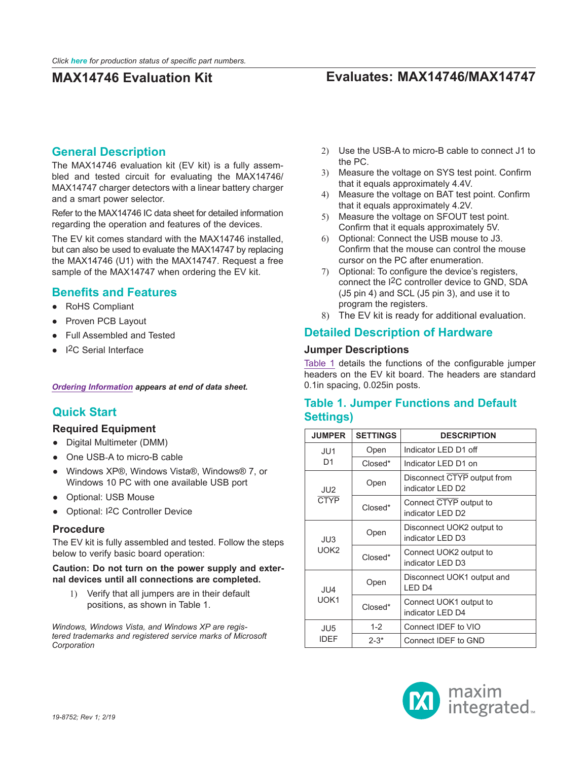Click **here** for production status of specific part numbers.

# MAX14746 Evaluation Kit

## Evaluates: MAX14746/MAX14747

## General Description

The MAX14746 evaluation kit (EV kit) is a fully assembled and tested circuit for evaluating the MAX14746/MAX14747 charger detectors with a linear battery charger and a smart power selector.

Refer to the MAX14746 IC data sheet for detailed information regarding the operation and features of the devices.

The EV kit comes standard with the MAX14746 installed, but can also be used to evaluate the MAX14747 by replacing the MAX14746 (U1) with the MAX14747. Request a free sample of the MAX14747 when ordering the EV kit.

## Benefits and Features

- RoHS Compliant
- Proven PCB Layout
- Full Assembled and Tested
- I2C Serial Interface

***Ordering Information** appears at end of data sheet.*

## Quick Start

### Required Equipment

- Digital Multimeter (DMM)
- One USB-A to micro-B cable
- Windows XP®, Windows Vista®, Windows® 7, or Windows 10 PC with one available USB port
- Optional: USB Mouse
- Optional: I2C Controller Device

### Procedure

The EV kit is fully assembled and tested. Follow the steps below to verify basic board operation:

**Caution: Do not turn on the power supply and external devices until all connections are completed.**

1) Verify that all jumpers are in their default positions, as shown in Table 1.
2) Use the USB-A to micro-B cable to connect J1 to the PC.
3) Measure the voltage on SYS test point. Confirm that it equals approximately 4.4V.
4) Measure the voltage on BAT test point. Confirm that it equals approximately 4.2V.
5) Measure the voltage on SFOUT test point. Confirm that it equals approximately 5V.
6) Optional: Connect the USB mouse to J3. Confirm that the mouse can control the mouse cursor on the PC after enumeration.
7) Optional: To configure the device's registers, connect the I2C controller device to GND, SDA (J5 pin 4) and SCL (J5 pin 3), and use it to program the registers.
8) The EV kit is ready for additional evaluation.

*Windows, Windows Vista, and Windows XP are registered trademarks and registered service marks of Microsoft Corporation*

## Detailed Description of Hardware

### Jumper Descriptions

Table 1 details the functions of the configurable jumper headers on the EV kit board. The headers are standard 0.1in spacing, 0.025in posts.

## Table 1. Jumper Functions and Default Settings)

| JUMPER | SETTINGS | DESCRIPTION |
|---|---|---|
| JU1 D1 | Open | Indicator LED D1 off |
| | Closed* | Indicator LED D1 on |
| JU2 $\overline{\text{CTYP}}$ | Open | Disconnect $\overline{\text{CTYP}}$ output from indicator LED D2 |
| | Closed* | Connect $\overline{\text{CTYP}}$ output to indicator LED D2 |
| JU3 UOK2 | Open | Disconnect UOK2 output to indicator LED D3 |
| | Closed* | Connect UOK2 output to indicator LED D3 |
| JU4 UOK1 | Open | Disconnect UOK1 output and LED D4 |
| | Closed* | Connect UOK1 output to indicator LED D4 |
| JU5 IDEF | 1-2 | Connect IDEF to VIO |
| | 2-3* | Connect IDEF to GND |

19-8752; Rev 1; 2/19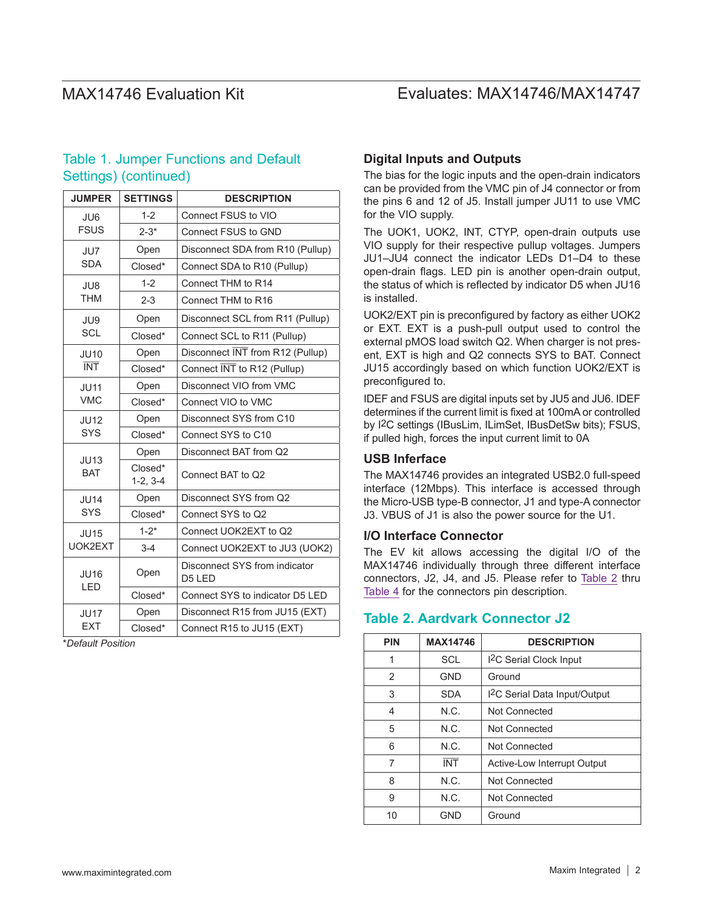## Table 1. Jumper Functions and Default Settings) (continued)

| JUMPER | SETTINGS | DESCRIPTION |
|---|---|---|
| JU6 FSUS | 1-2 | Connect FSUS to VIO |
| | 2-3* | Connect FSUS to GND |
| JU7 SDA | Open | Disconnect SDA from R10 (Pullup) |
| | Closed* | Connect SDA to R10 (Pullup) |
| JU8 THM | 1-2 | Connect THM to R14 |
| | 2-3 | Connect THM to R16 |
| JU9 SCL | Open | Disconnect SCL from R11 (Pullup) |
| | Closed* | Connect SCL to R11 (Pullup) |
| JU10 $\overline{INT}$ | Open | Disconnect $\overline{INT}$ from R12 (Pullup) |
| | Closed* | Connect $\overline{INT}$ to R12 (Pullup) |
| JU11 VMC | Open | Disconnect VIO from VMC |
| | Closed* | Connect VIO to VMC |
| JU12 SYS | Open | Disconnect SYS from C10 |
| | Closed* | Connect SYS to C10 |
| JU13 BAT | Open | Disconnect BAT from Q2 |
| | Closed* 1-2, 3-4 | Connect BAT to Q2 |
| JU14 SYS | Open | Disconnect SYS from Q2 |
| | Closed* | Connect SYS to Q2 |
| JU15 UOK2EXT | 1-2* | Connect UOK2EXT to Q2 |
| | 3-4 | Connect UOK2EXT to JU3 (UOK2) |
| JU16 LED | Open | Disconnect SYS from indicator D5 LED |
| | Closed* | Connect SYS to indicator D5 LED |
| JU17 EXT | Open | Disconnect R15 from JU15 (EXT) |
| | Closed* | Connect R15 to JU15 (EXT) |

**Default Position*

### Digital Inputs and Outputs

The bias for the logic inputs and the open-drain indicators can be provided from the VMC pin of J4 connector or from the pins 6 and 12 of J5. Install jumper JU11 to use VMC for the VIO supply.

The UOK1, UOK2, INT, CTYP, open-drain outputs use VIO supply for their respective pullup voltages. Jumpers JU1–JU4 connect the indicator LEDs D1–D4 to these open-drain flags. LED pin is another open-drain output, the status of which is reflected by indicator D5 when JU16 is installed.

UOK2/EXT pin is preconfigured by factory as either UOK2 or EXT. EXT is a push-pull output used to control the external pMOS load switch Q2. When charger is not present, EXT is high and Q2 connects SYS to BAT. Connect JU15 accordingly based on which function UOK2/EXT is preconfigured to.

IDEF and FSUS are digital inputs set by JU5 and JU6. IDEF determines if the current limit is fixed at 100mA or controlled by I2C settings (IBusLim, ILimSet, IBusDetSw bits); FSUS, if pulled high, forces the input current limit to 0A

### USB Inferface

The MAX14746 provides an integrated USB2.0 full-speed interface (12Mbps). This interface is accessed through the Micro-USB type-B connector, J1 and type-A connector J3. VBUS of J1 is also the power source for the U1.

### I/O Interface Connector

The EV kit allows accessing the digital I/O of the MAX14746 individually through three different interface connectors, J2, J4, and J5. Please refer to Table 2 thru Table 4 for the connectors pin description.

## Table 2. Aardvark Connector J2

| PIN | MAX14746 | DESCRIPTION |
|---|---|---|
| 1 | SCL | I2C Serial Clock Input |
| 2 | GND | Ground |
| 3 | SDA | I2C Serial Data Input/Output |
| 4 | N.C. | Not Connected |
| 5 | N.C. | Not Connected |
| 6 | N.C. | Not Connected |
| 7 | $\overline{INT}$ | Active-Low Interrupt Output |
| 8 | N.C. | Not Connected |
| 9 | N.C. | Not Connected |
| 10 | GND | Ground |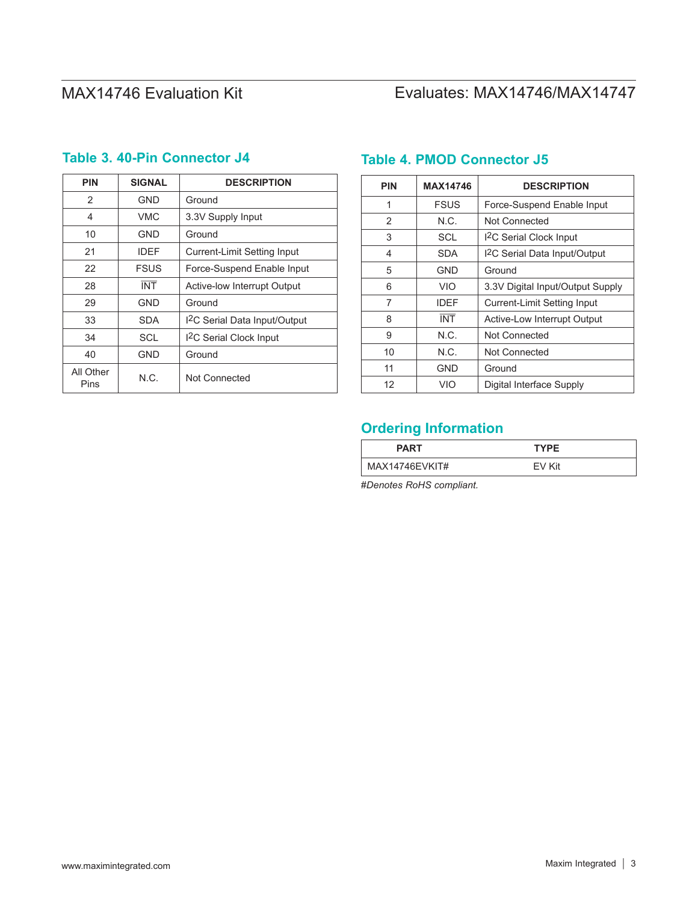## Table 3. 40-Pin Connector J4

| PIN | SIGNAL | DESCRIPTION |
|---|---|---|
| 2 | GND | Ground |
| 4 | VMC | 3.3V Supply Input |
| 10 | GND | Ground |
| 21 | IDEF | Current-Limit Setting Input |
| 22 | FSUS | Force-Suspend Enable Input |
| 28 | $\overline{\text{INT}}$ | Active-low Interrupt Output |
| 29 | GND | Ground |
| 33 | SDA | I2C Serial Data Input/Output |
| 34 | SCL | I2C Serial Clock Input |
| 40 | GND | Ground |
| All Other Pins | N.C. | Not Connected |

## Table 4. PMOD Connector J5

| PIN | MAX14746 | DESCRIPTION |
|---|---|---|
| 1 | FSUS | Force-Suspend Enable Input |
| 2 | N.C. | Not Connected |
| 3 | SCL | I2C Serial Clock Input |
| 4 | SDA | I2C Serial Data Input/Output |
| 5 | GND | Ground |
| 6 | VIO | 3.3V Digital Input/Output Supply |
| 7 | IDEF | Current-Limit Setting Input |
| 8 | $\overline{\text{INT}}$ | Active-Low Interrupt Output |
| 9 | N.C. | Not Connected |
| 10 | N.C. | Not Connected |
| 11 | GND | Ground |
| 12 | VIO | Digital Interface Supply |

## Ordering Information

| PART | TYPE |
|---|---|
| MAX14746EVKIT# | EV Kit |

*#Denotes RoHS compliant.*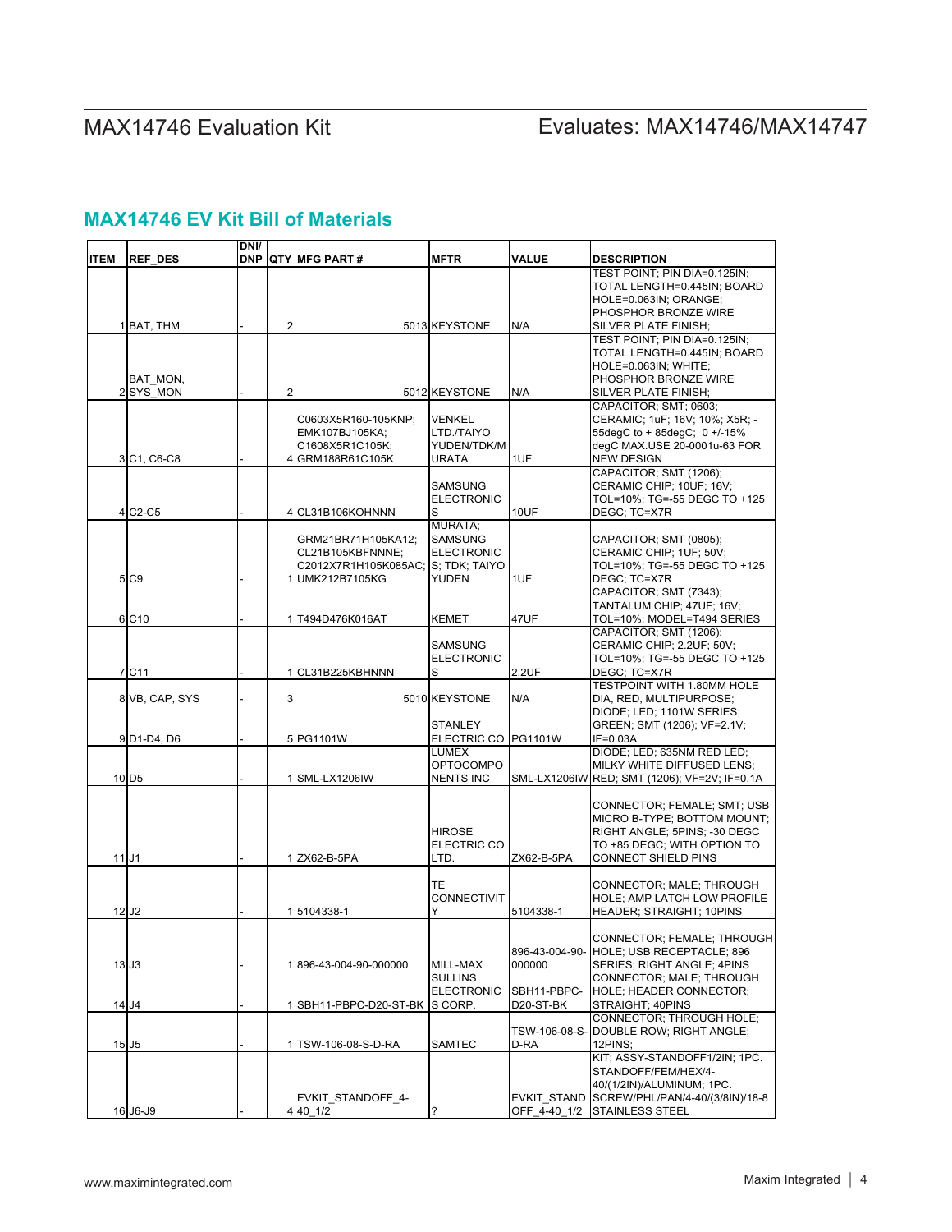## MAX14746 EV Kit Bill of Materials

| ITEM | REF_DES | DNI/ DNP | QTY | MFG PART # | MFTR | VALUE | DESCRIPTION |
|---|---|---|---|---|---|---|---|
| 1 | BAT, THM | - | 2 | 5013 | KEYSTONE | N/A | TEST POINT; PIN DIA=0.125IN; TOTAL LENGTH=0.445IN; BOARD HOLE=0.063IN; ORANGE; PHOSPHOR BRONZE WIRE SILVER PLATE FINISH; |
| 2 | BAT_MON, SYS_MON | - | 2 | 5012 | KEYSTONE | N/A | TEST POINT; PIN DIA=0.125IN; TOTAL LENGTH=0.445IN; BOARD HOLE=0.063IN; WHITE; PHOSPHOR BRONZE WIRE SILVER PLATE FINISH; |
| 3 | C1, C6-C8 | - | 4 | C0603X5R160-105KNP; EMK107BJ105KA; C1608X5R1C105K; GRM188R61C105K | VENKEL LTD./TAIYO YUDEN/TDK/MURATA | 1UF | CAPACITOR; SMT; 0603; CERAMIC; 1uF; 16V; 10%; X5R; -55degC to + 85degC; 0 +/-15% degC MAX.USE 20-0001u-63 FOR NEW DESIGN |
| 4 | C2-C5 | - | 4 | CL31B106KOHNNN | SAMSUNG ELECTRONICS | 10UF | CAPACITOR; SMT (1206); CERAMIC CHIP; 10UF; 16V; TOL=10%; TG=-55 DEGC TO +125 DEGC; TC=X7R |
| 5 | C9 | - | 1 | GRM21BR71H105KA12; CL21B105KBFNNNE; C2012X7R1H105K085AC; UMK212B7105KG | MURATA; SAMSUNG ELECTRONICS; TDK; TAIYO YUDEN | 1UF | CAPACITOR; SMT (0805); CERAMIC CHIP; 1UF; 50V; TOL=10%; TG=-55 DEGC TO +125 DEGC; TC=X7R |
| 6 | C10 | - | 1 | T494D476K016AT | KEMET | 47UF | CAPACITOR; SMT (7343); TANTALUM CHIP; 47UF; 16V; TOL=10%; MODEL=T494 SERIES |
| 7 | C11 | - | 1 | CL31B225KBHNNN | SAMSUNG ELECTRONICS | 2.2UF | CAPACITOR; SMT (1206); CERAMIC CHIP; 2.2UF; 50V; TOL=10%; TG=-55 DEGC TO +125 DEGC; TC=X7R |
| 8 | VB, CAP, SYS | - | 3 | 5010 | KEYSTONE | N/A | TESTPOINT WITH 1.80MM HOLE DIA, RED, MULTIPURPOSE; |
| 9 | D1-D4, D6 | - | 5 | PG1101W | STANLEY ELECTRIC CO | PG1101W | DIODE; LED; 1101W SERIES; GREEN; SMT (1206); VF=2.1V; IF=0.03A |
| 10 | D5 | - | 1 | SML-LX1206IW | LUMEX OPTOCOMPONENTS INC | SML-LX1206IW | DIODE; LED; 635NM RED LED; MILKY WHITE DIFFUSED LENS; RED; SMT (1206); VF=2V; IF=0.1A |
| 11 | J1 | - | 1 | ZX62-B-5PA | HIROSE ELECTRIC CO LTD. | ZX62-B-5PA | CONNECTOR; FEMALE; SMT; USB MICRO B-TYPE; BOTTOM MOUNT; RIGHT ANGLE; 5PINS; -30 DEGC TO +85 DEGC; WITH OPTION TO CONNECT SHIELD PINS |
| 12 | J2 | - | 1 | 5104338-1 | TE CONNECTIVITY | 5104338-1 | CONNECTOR; MALE; THROUGH HOLE; AMP LATCH LOW PROFILE HEADER; STRAIGHT; 10PINS |
| 13 | J3 | - | 1 | 896-43-004-90-000000 | MILL-MAX | 896-43-004-90-000000 | CONNECTOR; FEMALE; THROUGH HOLE; USB RECEPTACLE; 896 SERIES; RIGHT ANGLE; 4PINS |
| 14 | J4 | - | 1 | SBH11-PBPC-D20-ST-BK | SULLINS ELECTRONICS CORP. | SBH11-PBPC-D20-ST-BK | CONNECTOR; MALE; THROUGH HOLE; HEADER CONNECTOR; STRAIGHT; 40PINS |
| 15 | J5 | - | 1 | TSW-106-08-S-D-RA | SAMTEC | TSW-106-08-S-D-RA | CONNECTOR; THROUGH HOLE; DOUBLE ROW; RIGHT ANGLE; 12PINS; |
| 16 | J6-J9 | - | 4 | EVKIT_STANDOFF_4-40_1/2 | ? | EVKIT_STANDOFF_4-40_1/2 | KIT; ASSY-STANDOFF1/2IN; 1PC. STANDOFF/FEM/HEX/4-40/(1/2IN)/ALUMINUM; 1PC. SCREW/PHL/PAN/4-40/(3/8IN)/18-8 STAINLESS STEEL |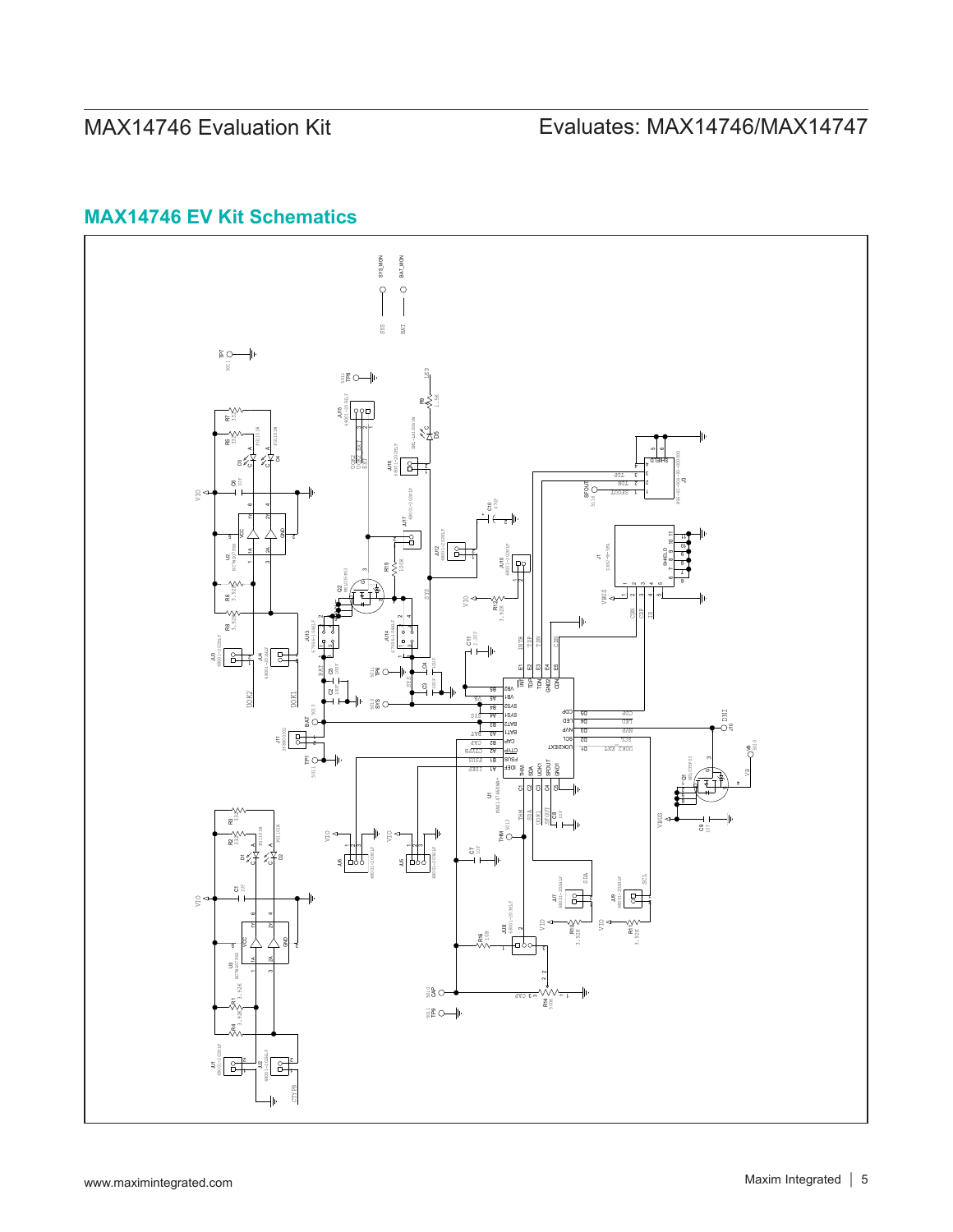## MAX14746 EV Kit Schematics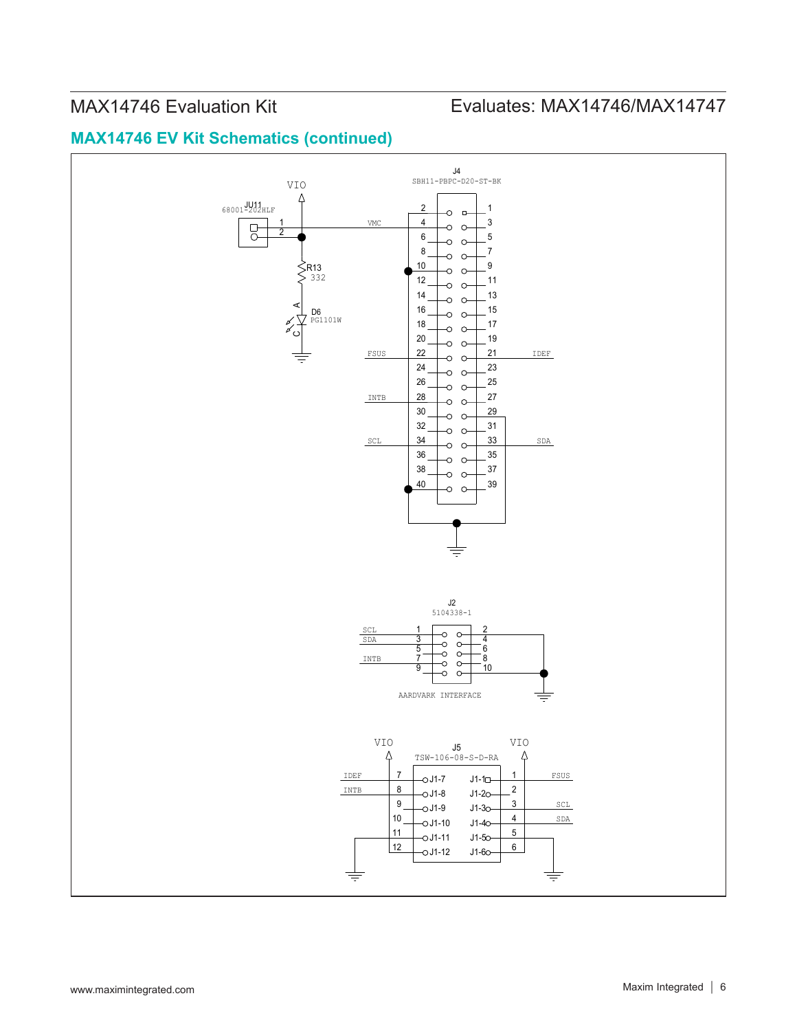## MAX14746 EV Kit Schematics (continued)

VIO

JU11
68001-202HLF

1
2

R13
332

A
D6
PG1101W
C

J4
SBH11-PBPC-D20-ST-BK

VMC

FSUS

INTB

SCL

IDEF

SDA

2 1
4 3
6 5
8 7
10 9
12 11
14 13
16 15
18 17
20 19
22 21
24 23
26 25
28 27
30 29
32 31
34 33
36 35
38 37
40 39

J2
5104338-1

SCL
SDA
INTB

1 2
3 4
5 6
7 8
9 10

AARDVARK INTERFACE

VIO

J5
TSW-106-08-S-D-RA

VIO

IDEF
INTB

FSUS
SCL
SDA

7 J1-7 J1-1 1
8 J1-8 J1-2 2
9 J1-9 J1-3 3
10 J1-10 J1-4 4
11 J1-11 J1-5 5
12 J1-12 J1-6 6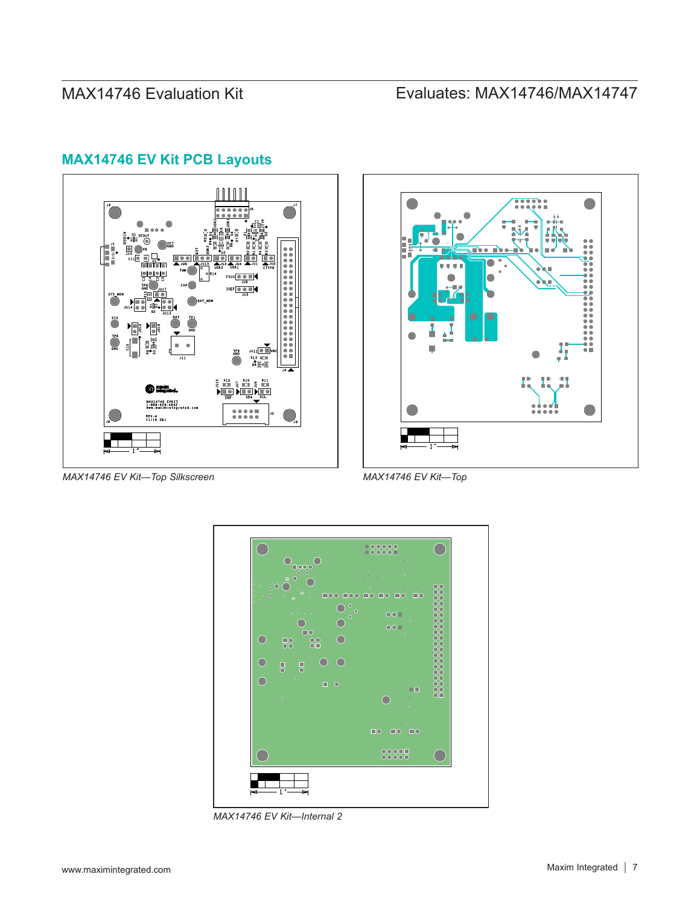## MAX14746 EV Kit PCB Layouts

*MAX14746 EV Kit—Top Silkscreen*

*MAX14746 EV Kit—Top*

*MAX14746 EV Kit—Internal 2*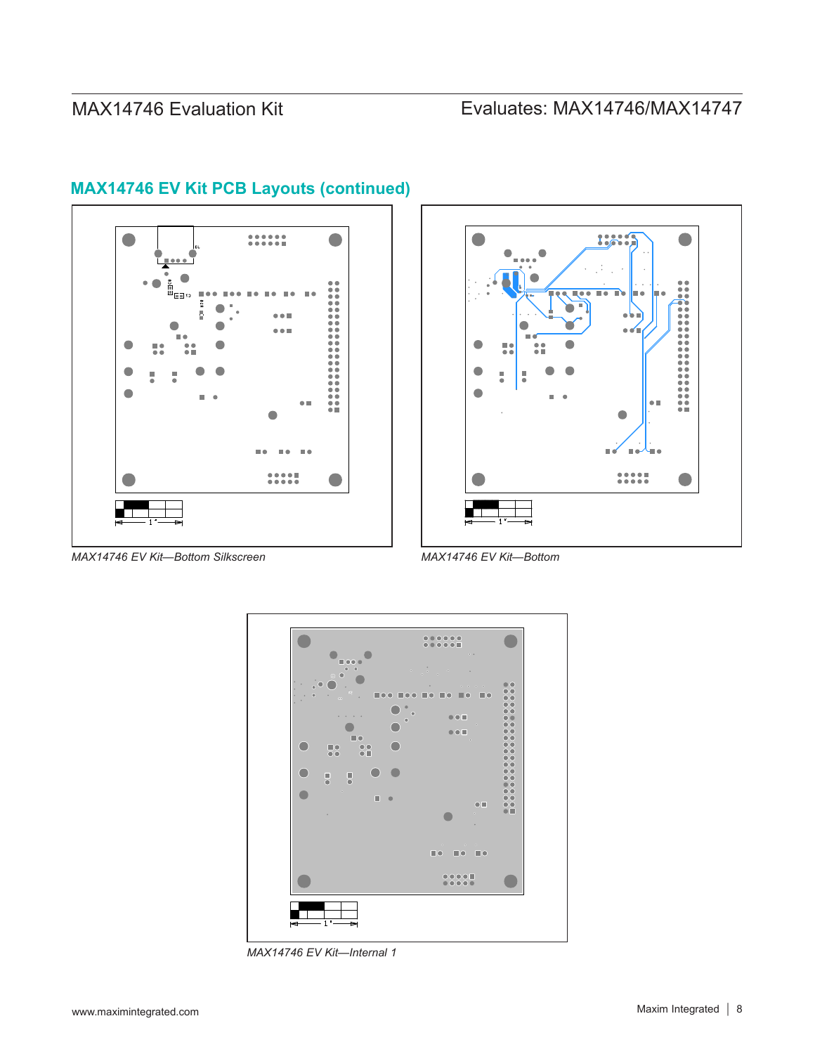## MAX14746 EV Kit PCB Layouts (continued)

*MAX14746 EV Kit—Bottom Silkscreen*

*MAX14746 EV Kit—Bottom*

*MAX14746 EV Kit—Internal 1*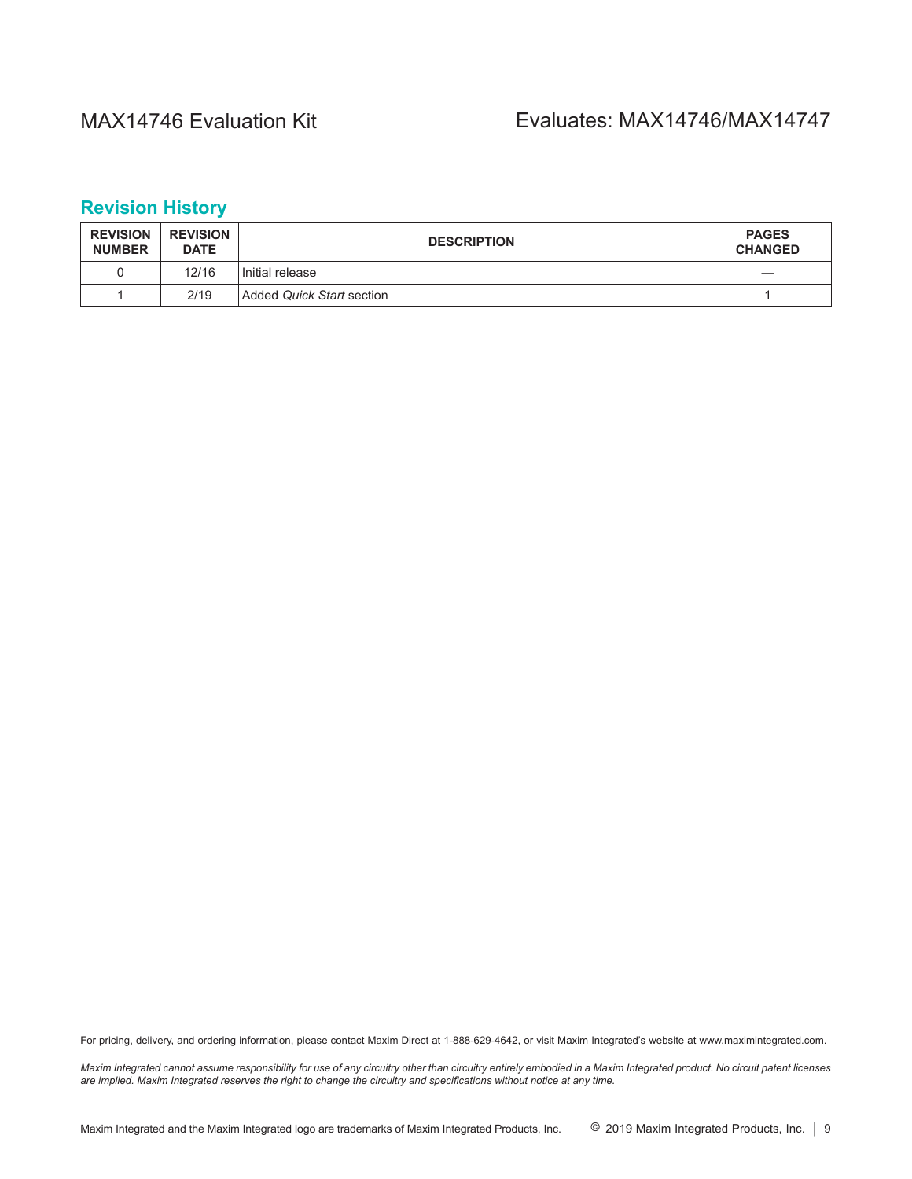## Revision History

| REVISION NUMBER | REVISION DATE | DESCRIPTION | PAGES CHANGED |
|---|---|---|---|
| 0 | 12/16 | Initial release | — |
| 1 | 2/19 | Added *Quick Start* section | 1 |

For pricing, delivery, and ordering information, please contact Maxim Direct at 1-888-629-4642, or visit Maxim Integrated's website at www.maximintegrated.com.

*Maxim Integrated cannot assume responsibility for use of any circuitry other than circuitry entirely embodied in a Maxim Integrated product. No circuit patent licenses are implied. Maxim Integrated reserves the right to change the circuitry and specifications without notice at any time.*

Maxim Integrated and the Maxim Integrated logo are trademarks of Maxim Integrated Products, Inc.

© 2019 Maxim Integrated Products, Inc.